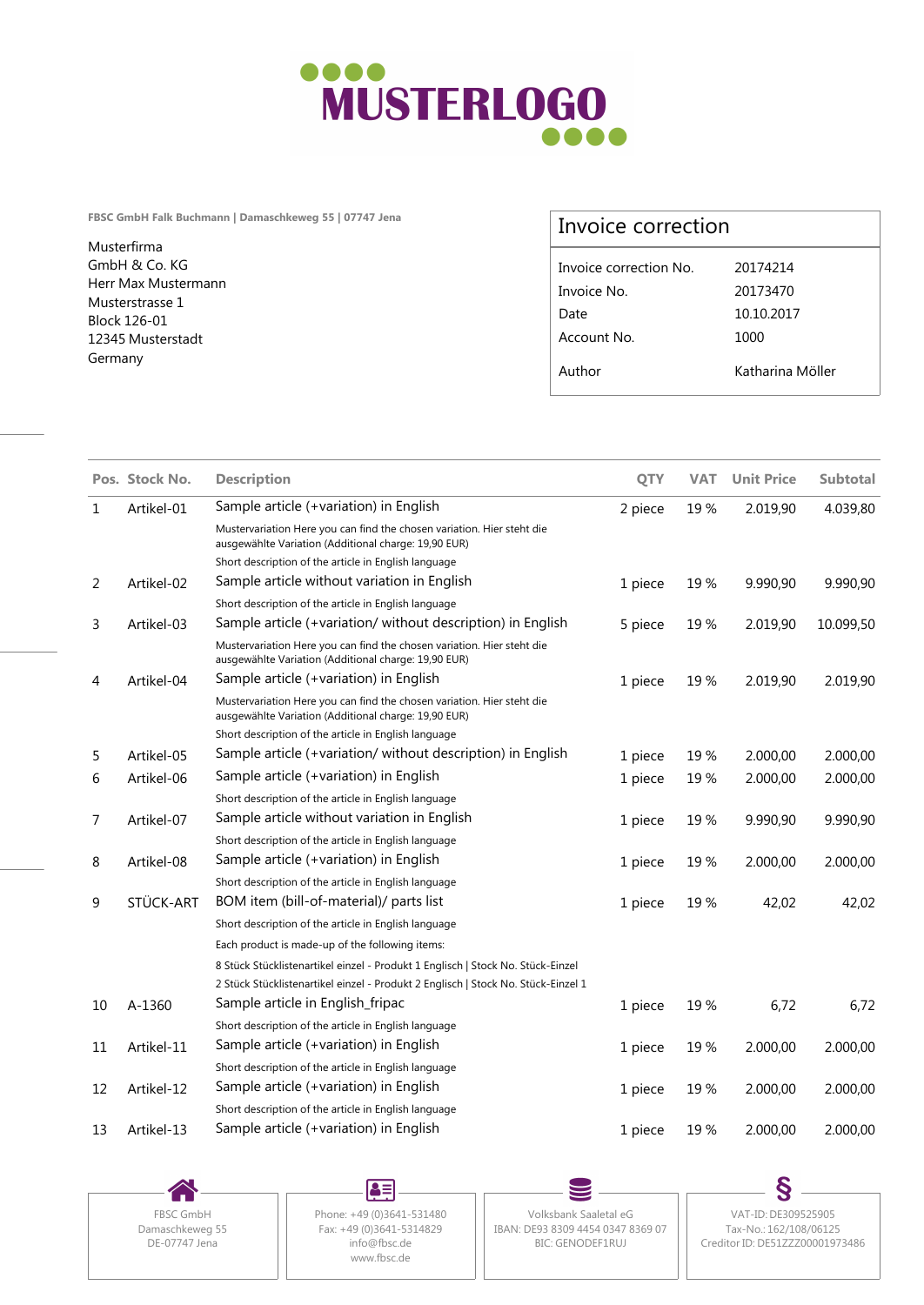MUSTERLOGO

FBSC GmbH Falk Buchmann | Damaschkeweg 55 | 07747 Jena

Musterfirma
GmbH & Co. KG
Herr Max Mustermann
Musterstrasse 1
Block 126-01
12345 Musterstadt
Germany

## Invoice correction

| | |
|---|---|
| Invoice correction No. | 20174214 |
| Invoice No. | 20173470 |
| Date | 10.10.2017 |
| Account No. | 1000 |
| Author | Katharina Möller |

| Pos. | Stock No. | Description | QTY | VAT | Unit Price | Subtotal |
|---|---|---|---|---|---|---|
| 1 | Artikel-01 | Sample article (+variation) in English<br>Mustervariation Here you can find the chosen variation. Hier steht die ausgewählte Variation (Additional charge: 19,90 EUR)<br>Short description of the article in English language | 2 piece | 19 % | 2.019,90 | 4.039,80 |
| 2 | Artikel-02 | Sample article without variation in English<br>Short description of the article in English language | 1 piece | 19 % | 9.990,90 | 9.990,90 |
| 3 | Artikel-03 | Sample article (+variation/ without description) in English<br>Mustervariation Here you can find the chosen variation. Hier steht die ausgewählte Variation (Additional charge: 19,90 EUR) | 5 piece | 19 % | 2.019,90 | 10.099,50 |
| 4 | Artikel-04 | Sample article (+variation) in English<br>Mustervariation Here you can find the chosen variation. Hier steht die ausgewählte Variation (Additional charge: 19,90 EUR)<br>Short description of the article in English language | 1 piece | 19 % | 2.019,90 | 2.019,90 |
| 5 | Artikel-05 | Sample article (+variation/ without description) in English | 1 piece | 19 % | 2.000,00 | 2.000,00 |
| 6 | Artikel-06 | Sample article (+variation) in English<br>Short description of the article in English language | 1 piece | 19 % | 2.000,00 | 2.000,00 |
| 7 | Artikel-07 | Sample article without variation in English<br>Short description of the article in English language | 1 piece | 19 % | 9.990,90 | 9.990,90 |
| 8 | Artikel-08 | Sample article (+variation) in English<br>Short description of the article in English language | 1 piece | 19 % | 2.000,00 | 2.000,00 |
| 9 | STÜCK-ART | BOM item (bill-of-material)/ parts list<br>Short description of the article in English language<br>Each product is made-up of the following items:<br>8 Stück Stücklistenartikel einzel - Produkt 1 Englisch \| Stock No. Stück-Einzel<br>2 Stück Stücklistenartikel einzel - Produkt 2 Englisch \| Stock No. Stück-Einzel 1 | 1 piece | 19 % | 42,02 | 42,02 |
| 10 | A-1360 | Sample article in English_fripac<br>Short description of the article in English language | 1 piece | 19 % | 6,72 | 6,72 |
| 11 | Artikel-11 | Sample article (+variation) in English<br>Short description of the article in English language | 1 piece | 19 % | 2.000,00 | 2.000,00 |
| 12 | Artikel-12 | Sample article (+variation) in English<br>Short description of the article in English language | 1 piece | 19 % | 2.000,00 | 2.000,00 |
| 13 | Artikel-13 | Sample article (+variation) in English | 1 piece | 19 % | 2.000,00 | 2.000,00 |

FBSC GmbH
Damaschkeweg 55
DE-07747 Jena

Phone: +49 (0)3641-531480
Fax: +49 (0)3641-5314829
info@fbsc.de
www.fbsc.de

Volksbank Saaletal eG
IBAN: DE93 8309 4454 0347 8369 07
BIC: GENODEF1RUJ

VAT-ID: DE309525905
Tax-No.: 162/108/06125
Creditor ID: DE51ZZZ00001973486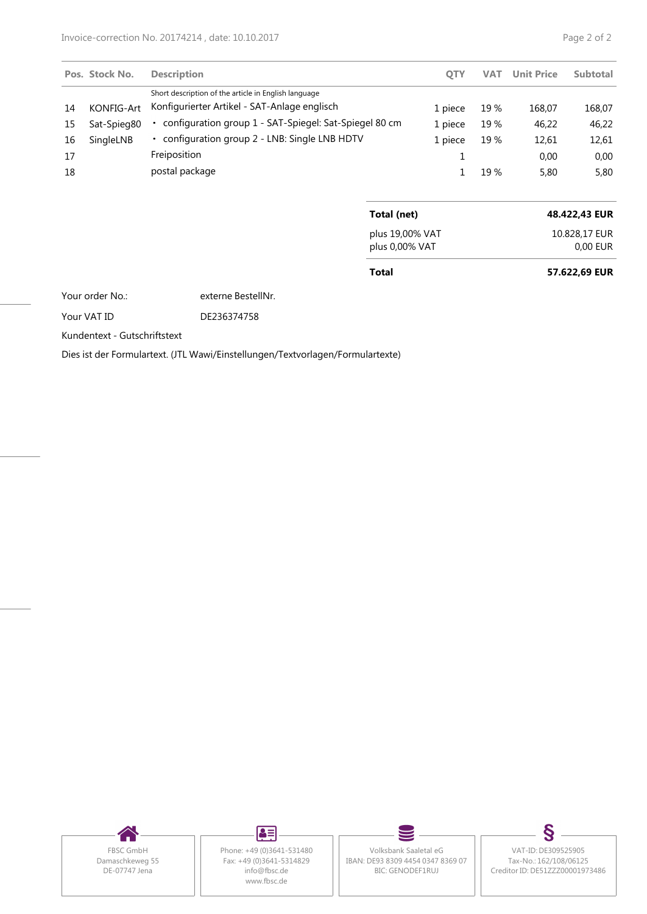| Pos. | Stock No. | Description | QTY | VAT | Unit Price | Subtotal |
|---|---|---|---|---|---|---|
| | | Short description of the article in English language | | | | |
| 14 | KONFIG-Art | Konfigurierter Artikel - SAT-Anlage englisch | 1 piece | 19 % | 168,07 | 168,07 |
| 15 | Sat-Spieg80 | • configuration group 1 - SAT-Spiegel: Sat-Spiegel 80 cm | 1 piece | 19 % | 46,22 | 46,22 |
| 16 | SingleLNB | • configuration group 2 - LNB: Single LNB HDTV | 1 piece | 19 % | 12,61 | 12,61 |
| 17 | | Freiposition | 1 | | 0,00 | 0,00 |
| 18 | | postal package | 1 | 19 % | 5,80 | 5,80 |

| | |
|---|---|
| **Total (net)** | **48.422,43 EUR** |
| plus 19,00% VAT | 10.828,17 EUR |
| plus 0,00% VAT | 0,00 EUR |
| **Total** | **57.622,69 EUR** |

Your order No.: externe BestellNr.

Your VAT ID DE236374758

Kundentext - Gutschriftstext

Dies ist der Formulartext. (JTL Wawi/Einstellungen/Textvorlagen/Formulartexte)

FBSC GmbH
Damaschkeweg 55
DE-07747 Jena

Phone: +49 (0)3641-531480
Fax: +49 (0)3641-5314829
info@fbsc.de
www.fbsc.de

Volksbank Saaletal eG
IBAN: DE93 8309 4454 0347 8369 07
BIC: GENODEF1RUJ

VAT-ID: DE309525905
Tax-No.: 162/108/06125
Creditor ID: DE51ZZZ00001973486